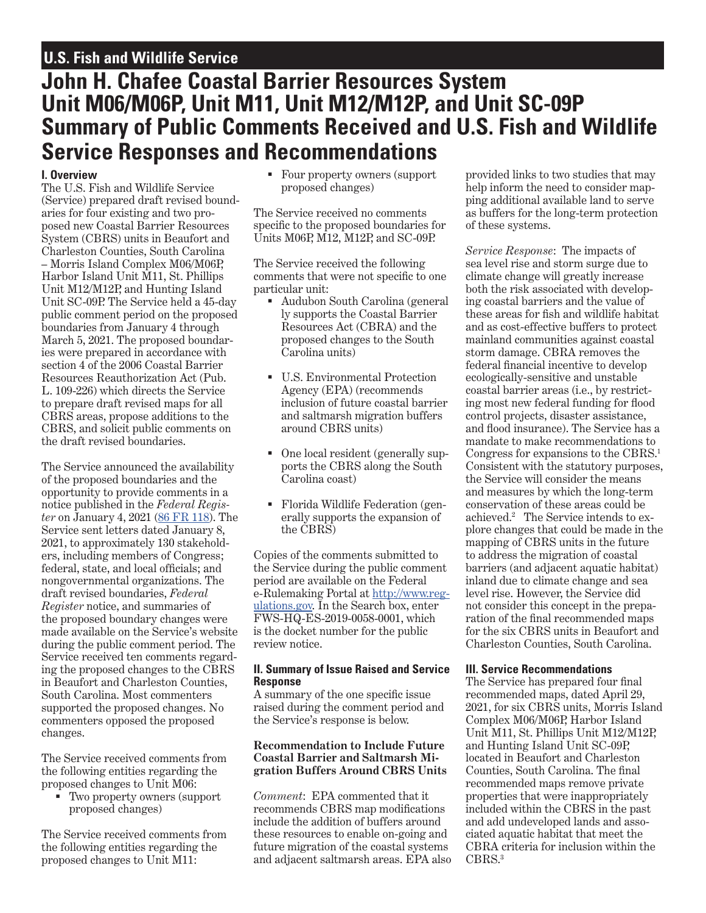**U.S. Fish and Wildlife Service**

# John H. Chafee Coastal Barrier Resources System Unit M06/M06P, Unit M11, Unit M12/M12P, and Unit SC-09P Summary of Public Comments Received and U.S. Fish and Wildlife Service Responses and Recommendations

## I. Overview

The U.S. Fish and Wildlife Service (Service) prepared draft revised boundaries for four existing and two proposed new Coastal Barrier Resources System (CBRS) units in Beaufort and Charleston Counties, South Carolina – Morris Island Complex M06/M06P, Harbor Island Unit M11, St. Phillips Unit M12/M12P, and Hunting Island Unit SC-09P. The Service held a 45-day public comment period on the proposed boundaries from January 4 through March 5, 2021. The proposed boundaries were prepared in accordance with section 4 of the 2006 Coastal Barrier Resources Reauthorization Act (Pub. L. 109-226) which directs the Service to prepare draft revised maps for all CBRS areas, propose additions to the CBRS, and solicit public comments on the draft revised boundaries.

The Service announced the availability of the proposed boundaries and the opportunity to provide comments in a notice published in the *Federal Register* on January 4, 2021 ([86 FR 118](86 FR 118)). The Service sent letters dated January 8, 2021, to approximately 130 stakeholders, including members of Congress; federal, state, and local officials; and nongovernmental organizations. The draft revised boundaries, *Federal Register* notice, and summaries of the proposed boundary changes were made available on the Service's website during the public comment period. The Service received ten comments regarding the proposed changes to the CBRS in Beaufort and Charleston Counties, South Carolina. Most commenters supported the proposed changes. No commenters opposed the proposed changes.

The Service received comments from the following entities regarding the proposed changes to Unit M06:

- Two property owners (support proposed changes)

The Service received comments from the following entities regarding the proposed changes to Unit M11:

- Four property owners (support proposed changes)

The Service received no comments specific to the proposed boundaries for Units M06P, M12, M12P, and SC-09P.

The Service received the following comments that were not specific to one particular unit:

- Audubon South Carolina (generally supports the Coastal Barrier Resources Act (CBRA) and the proposed changes to the South Carolina units)
- U.S. Environmental Protection Agency (EPA) (recommends inclusion of future coastal barrier and saltmarsh migration buffers around CBRS units)
- One local resident (generally supports the CBRS along the South Carolina coast)
- Florida Wildlife Federation (generally supports the expansion of the CBRS)

Copies of the comments submitted to the Service during the public comment period are available on the Federal e-Rulemaking Portal at [http://www.regulations.gov](http://www.regulations.gov). In the Search box, enter FWS-HQ-ES-2019-0058-0001, which is the docket number for the public review notice.

## II. Summary of Issue Raised and Service Response

A summary of the one specific issue raised during the comment period and the Service's response is below.

### Recommendation to Include Future Coastal Barrier and Saltmarsh Migration Buffers Around CBRS Units

*Comment*: EPA commented that it recommends CBRS map modifications include the addition of buffers around these resources to enable on-going and future migration of the coastal systems and adjacent saltmarsh areas. EPA also provided links to two studies that may help inform the need to consider mapping additional available land to serve as buffers for the long-term protection of these systems.

*Service Response*: The impacts of sea level rise and storm surge due to climate change will greatly increase both the risk associated with developing coastal barriers and the value of these areas for fish and wildlife habitat and as cost-effective buffers to protect mainland communities against coastal storm damage. CBRA removes the federal financial incentive to develop ecologically-sensitive and unstable coastal barrier areas (i.e., by restricting most new federal funding for flood control projects, disaster assistance, and flood insurance). The Service has a mandate to make recommendations to Congress for expansions to the CBRS.[1] Consistent with the statutory purposes, the Service will consider the means and measures by which the long-term conservation of these areas could be achieved.[2] The Service intends to explore changes that could be made in the mapping of CBRS units in the future to address the migration of coastal barriers (and adjacent aquatic habitat) inland due to climate change and sea level rise. However, the Service did not consider this concept in the preparation of the final recommended maps for the six CBRS units in Beaufort and Charleston Counties, South Carolina.

## III. Service Recommendations

The Service has prepared four final recommended maps, dated April 29, 2021, for six CBRS units, Morris Island Complex M06/M06P, Harbor Island Unit M11, St. Phillips Unit M12/M12P, and Hunting Island Unit SC-09P, located in Beaufort and Charleston Counties, South Carolina. The final recommended maps remove private properties that were inappropriately included within the CBRS in the past and add undeveloped lands and associated aquatic habitat that meet the CBRA criteria for inclusion within the CBRS.[3]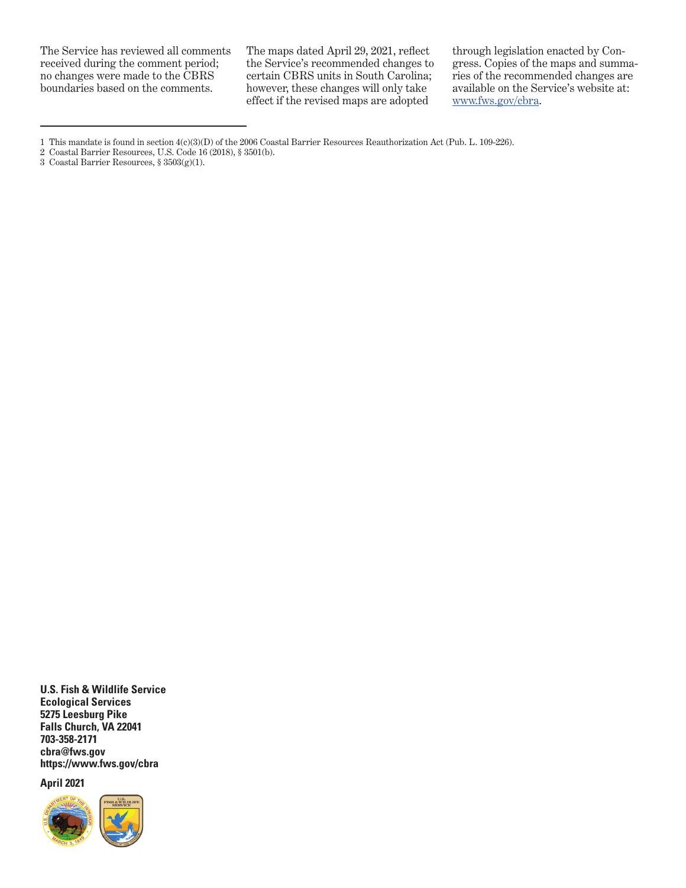The Service has reviewed all comments received during the comment period; no changes were made to the CBRS boundaries based on the comments.

The maps dated April 29, 2021, reflect the Service's recommended changes to certain CBRS units in South Carolina; however, these changes will only take effect if the revised maps are adopted through legislation enacted by Congress. Copies of the maps and summaries of the recommended changes are available on the Service's website at: www.fws.gov/cbra.

---

1 This mandate is found in section 4(c)(3)(D) of the 2006 Coastal Barrier Resources Reauthorization Act (Pub. L. 109-226).
2 Coastal Barrier Resources, U.S. Code 16 (2018), § 3501(b).
3 Coastal Barrier Resources, § 3503(g)(1).

**U.S. Fish & Wildlife Service**
**Ecological Services**
**5275 Leesburg Pike**
**Falls Church, VA 22041**
**703-358-2171**
**cbra@fws.gov**
**https://www.fws.gov/cbra**

**April 2021**